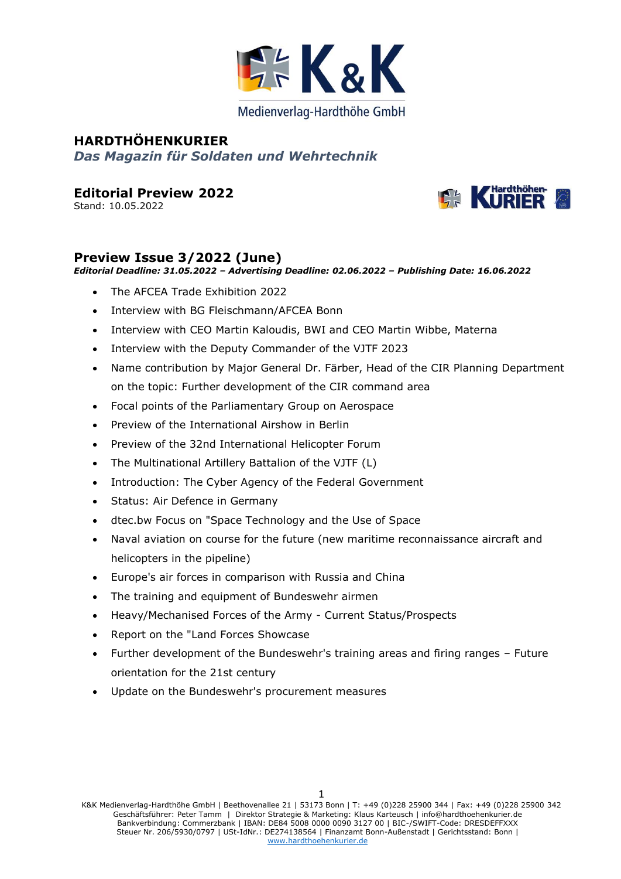# HARDTHÖHENKURIER

*Das Magazin für Soldaten und Wehrtechnik*

## Editorial Preview 2022

Stand: 10.05.2022

## Preview Issue 3/2022 (June)

***Editorial Deadline: 31.05.2022 – Advertising Deadline: 02.06.2022 – Publishing Date: 16.06.2022***

- The AFCEA Trade Exhibition 2022
- Interview with BG Fleischmann/AFCEA Bonn
- Interview with CEO Martin Kaloudis, BWI and CEO Martin Wibbe, Materna
- Interview with the Deputy Commander of the VJTF 2023
- Name contribution by Major General Dr. Färber, Head of the CIR Planning Department on the topic: Further development of the CIR command area
- Focal points of the Parliamentary Group on Aerospace
- Preview of the International Airshow in Berlin
- Preview of the 32nd International Helicopter Forum
- The Multinational Artillery Battalion of the VJTF (L)
- Introduction: The Cyber Agency of the Federal Government
- Status: Air Defence in Germany
- dtec.bw Focus on "Space Technology and the Use of Space
- Naval aviation on course for the future (new maritime reconnaissance aircraft and helicopters in the pipeline)
- Europe's air forces in comparison with Russia and China
- The training and equipment of Bundeswehr airmen
- Heavy/Mechanised Forces of the Army - Current Status/Prospects
- Report on the "Land Forces Showcase
- Further development of the Bundeswehr's training areas and firing ranges – Future orientation for the 21st century
- Update on the Bundeswehr's procurement measures

K&K Medienverlag-Hardthöhe GmbH | Beethovenallee 21 | 53173 Bonn | T: +49 (0)228 25900 344 | Fax: +49 (0)228 25900 342
Geschäftsführer: Peter Tamm | Direktor Strategie & Marketing: Klaus Karteusch | info@hardthoehenkurier.de
Bankverbindung: Commerzbank | IBAN: DE84 5008 0000 0090 3127 00 | BIC-/SWIFT-Code: DRESDEFFXXX
Steuer Nr. 206/5930/0797 | USt-IdNr.: DE274138564 | Finanzamt Bonn-Außenstadt | Gerichtsstand: Bonn |
www.hardthoehenkurier.de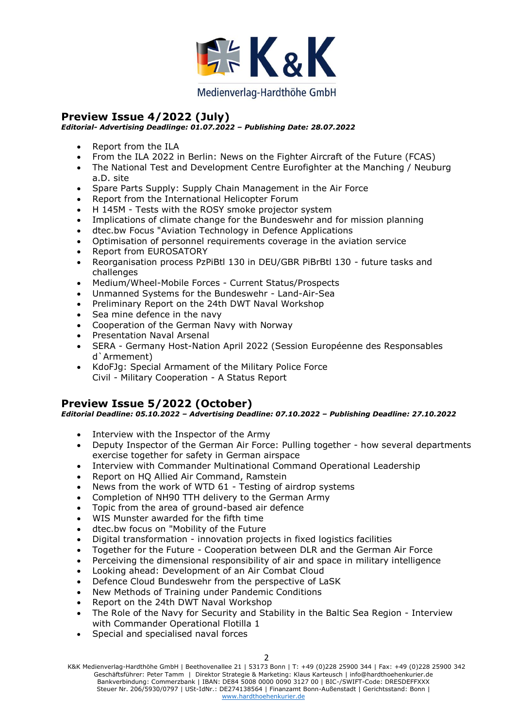## Preview Issue 4/2022 (July)

***Editorial- Advertising Deadlinge: 01.07.2022 – Publishing Date: 28.07.2022***

- Report from the ILA
- From the ILA 2022 in Berlin: News on the Fighter Aircraft of the Future (FCAS)
- The National Test and Development Centre Eurofighter at the Manching / Neuburg a.D. site
- Spare Parts Supply: Supply Chain Management in the Air Force
- Report from the International Helicopter Forum
- H 145M - Tests with the ROSY smoke projector system
- Implications of climate change for the Bundeswehr and for mission planning
- dtec.bw Focus "Aviation Technology in Defence Applications
- Optimisation of personnel requirements coverage in the aviation service
- Report from EUROSATORY
- Reorganisation process PzPiBtl 130 in DEU/GBR PiBrBtl 130 - future tasks and challenges
- Medium/Wheel-Mobile Forces - Current Status/Prospects
- Unmanned Systems for the Bundeswehr - Land-Air-Sea
- Preliminary Report on the 24th DWT Naval Workshop
- Sea mine defence in the navy
- Cooperation of the German Navy with Norway
- Presentation Naval Arsenal
- SERA - Germany Host-Nation April 2022 (Session Européenne des Responsables d`Armement)
- KdoFJg: Special Armament of the Military Police Force
  Civil - Military Cooperation - A Status Report

## Preview Issue 5/2022 (October)

***Editorial Deadline: 05.10.2022 – Advertising Deadline: 07.10.2022 – Publishing Deadline: 27.10.2022***

- Interview with the Inspector of the Army
- Deputy Inspector of the German Air Force: Pulling together - how several departments exercise together for safety in German airspace
- Interview with Commander Multinational Command Operational Leadership
- Report on HQ Allied Air Command, Ramstein
- News from the work of WTD 61 - Testing of airdrop systems
- Completion of NH90 TTH delivery to the German Army
- Topic from the area of ground-based air defence
- WIS Munster awarded for the fifth time
- dtec.bw focus on "Mobility of the Future
- Digital transformation - innovation projects in fixed logistics facilities
- Together for the Future - Cooperation between DLR and the German Air Force
- Perceiving the dimensional responsibility of air and space in military intelligence
- Looking ahead: Development of an Air Combat Cloud
- Defence Cloud Bundeswehr from the perspective of LaSK
- New Methods of Training under Pandemic Conditions
- Report on the 24th DWT Naval Workshop
- The Role of the Navy for Security and Stability in the Baltic Sea Region - Interview with Commander Operational Flotilla 1
- Special and specialised naval forces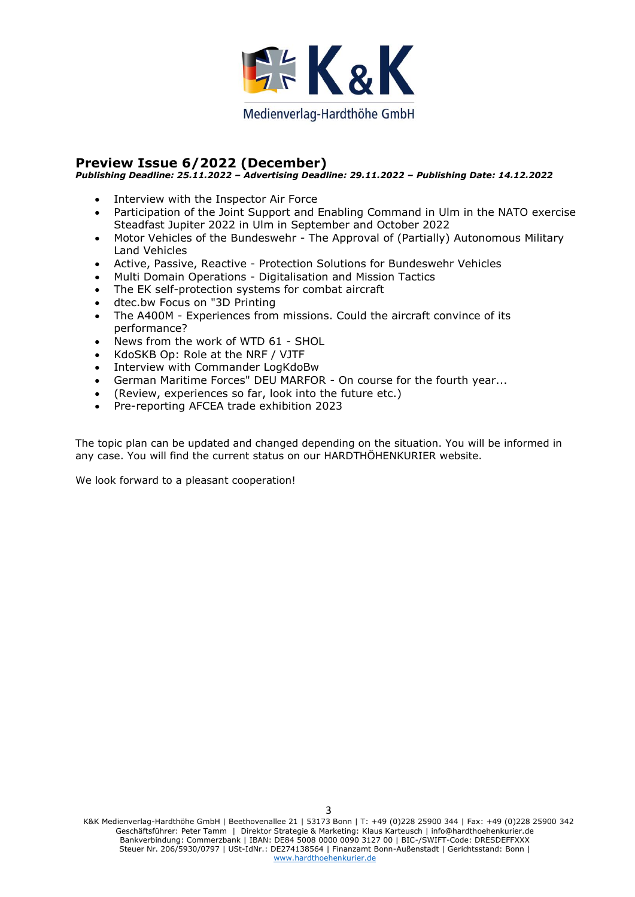K&K Medienverlag-Hardthöhe GmbH

## Preview Issue 6/2022 (December)

***Publishing Deadline: 25.11.2022 – Advertising Deadline: 29.11.2022 – Publishing Date: 14.12.2022***

- Interview with the Inspector Air Force
- Participation of the Joint Support and Enabling Command in Ulm in the NATO exercise Steadfast Jupiter 2022 in Ulm in September and October 2022
- Motor Vehicles of the Bundeswehr - The Approval of (Partially) Autonomous Military Land Vehicles
- Active, Passive, Reactive - Protection Solutions for Bundeswehr Vehicles
- Multi Domain Operations - Digitalisation and Mission Tactics
- The EK self-protection systems for combat aircraft
- dtec.bw Focus on "3D Printing
- The A400M - Experiences from missions. Could the aircraft convince of its performance?
- News from the work of WTD 61 - SHOL
- KdoSKB Op: Role at the NRF / VJTF
- Interview with Commander LogKdoBw
- German Maritime Forces" DEU MARFOR - On course for the fourth year...
- (Review, experiences so far, look into the future etc.)
- Pre-reporting AFCEA trade exhibition 2023

The topic plan can be updated and changed depending on the situation. You will be informed in any case. You will find the current status on our HARDTHÖHENKURIER website.

We look forward to a pleasant cooperation!

K&K Medienverlag-Hardthöhe GmbH | Beethovenallee 21 | 53173 Bonn | T: +49 (0)228 25900 344 | Fax: +49 (0)228 25900 342
Geschäftsführer: Peter Tamm | Direktor Strategie & Marketing: Klaus Karteusch | info@hardthoehenkurier.de
Bankverbindung: Commerzbank | IBAN: DE84 5008 0000 0090 3127 00 | BIC-/SWIFT-Code: DRESDEFFXXX
Steuer Nr. 206/5930/0797 | USt-IdNr.: DE274138564 | Finanzamt Bonn-Außenstadt | Gerichtsstand: Bonn |
www.hardthoehenkurier.de